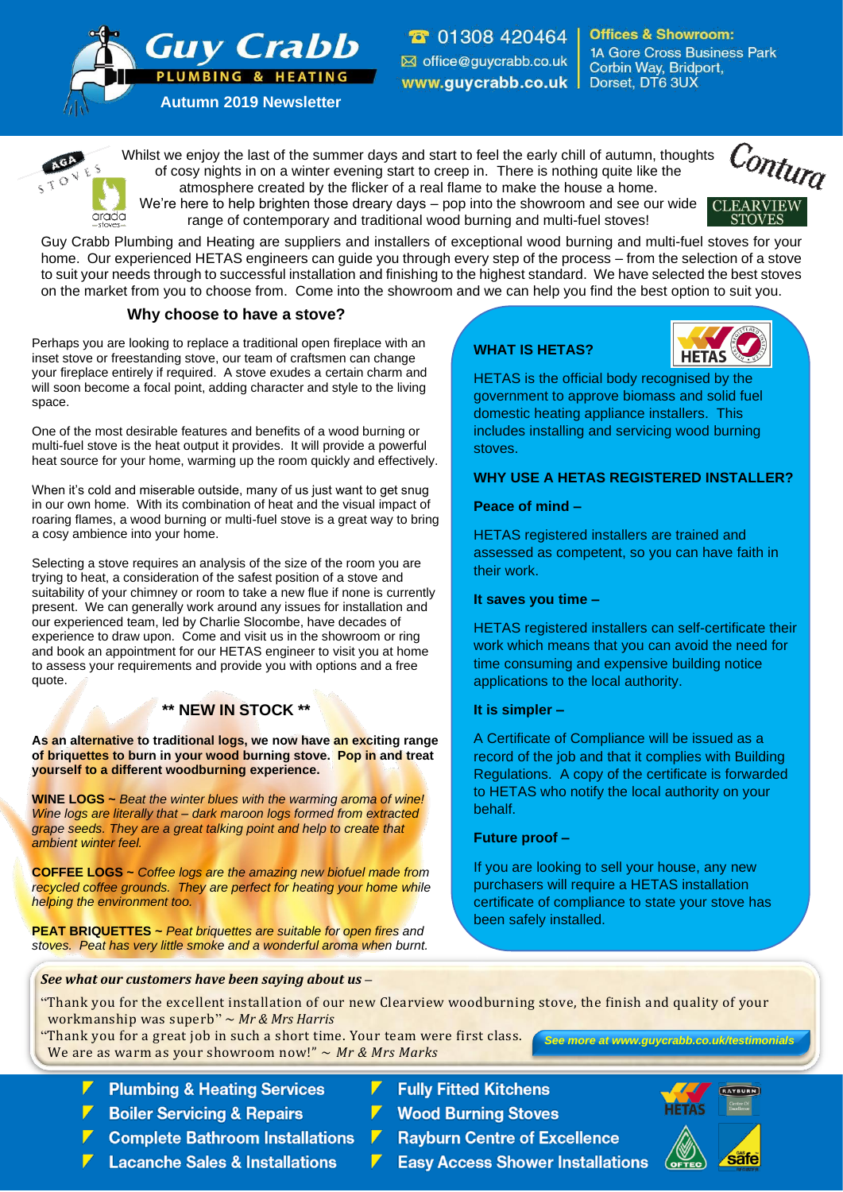# Guy Crabb

**PLUMBING & HEATING**

**Autumn 2019 Newsletter**

☎ 01308 420464
✉ office@guycrabb.co.uk
**www.guycrabb.co.uk**

**Offices & Showroom:**
1A Gore Cross Business Park
Corbin Way, Bridport,
Dorset, DT6 3UX

Whilst we enjoy the last of the summer days and start to feel the early chill of autumn, thoughts of cosy nights in on a winter evening start to creep in. There is nothing quite like the atmosphere created by the flicker of a real flame to make the house a home. We're here to help brighten those dreary days – pop into the showroom and see our wide range of contemporary and traditional wood burning and multi-fuel stoves!

Guy Crabb Plumbing and Heating are suppliers and installers of exceptional wood burning and multi-fuel stoves for your home. Our experienced HETAS engineers can guide you through every step of the process – from the selection of a stove to suit your needs through to successful installation and finishing to the highest standard. We have selected the best stoves on the market from you to choose from. Come into the showroom and we can help you find the best option to suit you.

## Why choose to have a stove?

Perhaps you are looking to replace a traditional open fireplace with an inset stove or freestanding stove, our team of craftsmen can change your fireplace entirely if required. A stove exudes a certain charm and will soon become a focal point, adding character and style to the living space.

One of the most desirable features and benefits of a wood burning or multi-fuel stove is the heat output it provides. It will provide a powerful heat source for your home, warming up the room quickly and effectively.

When it's cold and miserable outside, many of us just want to get snug in our own home. With its combination of heat and the visual impact of roaring flames, a wood burning or multi-fuel stove is a great way to bring a cosy ambience into your home.

Selecting a stove requires an analysis of the size of the room you are trying to heat, a consideration of the safest position of a stove and suitability of your chimney or room to take a new flue if none is currently present. We can generally work around any issues for installation and our experienced team, led by Charlie Slocombe, have decades of experience to draw upon. Come and visit us in the showroom or ring and book an appointment for our HETAS engineer to visit you at home to assess your requirements and provide you with options and a free quote.

### ** NEW IN STOCK **

**As an alternative to traditional logs, we now have an exciting range of briquettes to burn in your wood burning stove. Pop in and treat yourself to a different woodburning experience.**

**WINE LOGS ~** *Beat the winter blues with the warming aroma of wine! Wine logs are literally that – dark maroon logs formed from extracted grape seeds. They are a great talking point and help to create that ambient winter feel.*

**COFFEE LOGS ~** *Coffee logs are the amazing new biofuel made from recycled coffee grounds. They are perfect for heating your home while helping the environment too.*

**PEAT BRIQUETTES ~** *Peat briquettes are suitable for open fires and stoves. Peat has very little smoke and a wonderful aroma when burnt.*

### WHAT IS HETAS?

HETAS is the official body recognised by the government to approve biomass and solid fuel domestic heating appliance installers. This includes installing and servicing wood burning stoves.

### WHY USE A HETAS REGISTERED INSTALLER?

**Peace of mind –**

HETAS registered installers are trained and assessed as competent, so you can have faith in their work.

**It saves you time –**

HETAS registered installers can self-certificate their work which means that you can avoid the need for time consuming and expensive building notice applications to the local authority.

**It is simpler –**

A Certificate of Compliance will be issued as a record of the job and that it complies with Building Regulations. A copy of the certificate is forwarded to HETAS who notify the local authority on your behalf.

**Future proof –**

If you are looking to sell your house, any new purchasers will require a HETAS installation certificate of compliance to state your stove has been safely installed.

***See what our customers have been saying about us*** –

"Thank you for the excellent installation of our new Clearview woodburning stove, the finish and quality of your workmanship was superb" ~ *Mr & Mrs Harris*

"Thank you for a great job in such a short time. Your team were first class. We are as warm as your showroom now!" ~ *Mr & Mrs Marks*

***See more at www.guycrabb.co.uk/testimonials***

- **Plumbing & Heating Services**
- **Boiler Servicing & Repairs**
- **Complete Bathroom Installations**
- **Lacanche Sales & Installations**
- **Fully Fitted Kitchens**
- **Wood Burning Stoves**
- **Rayburn Centre of Excellence**
- **Easy Access Shower Installations**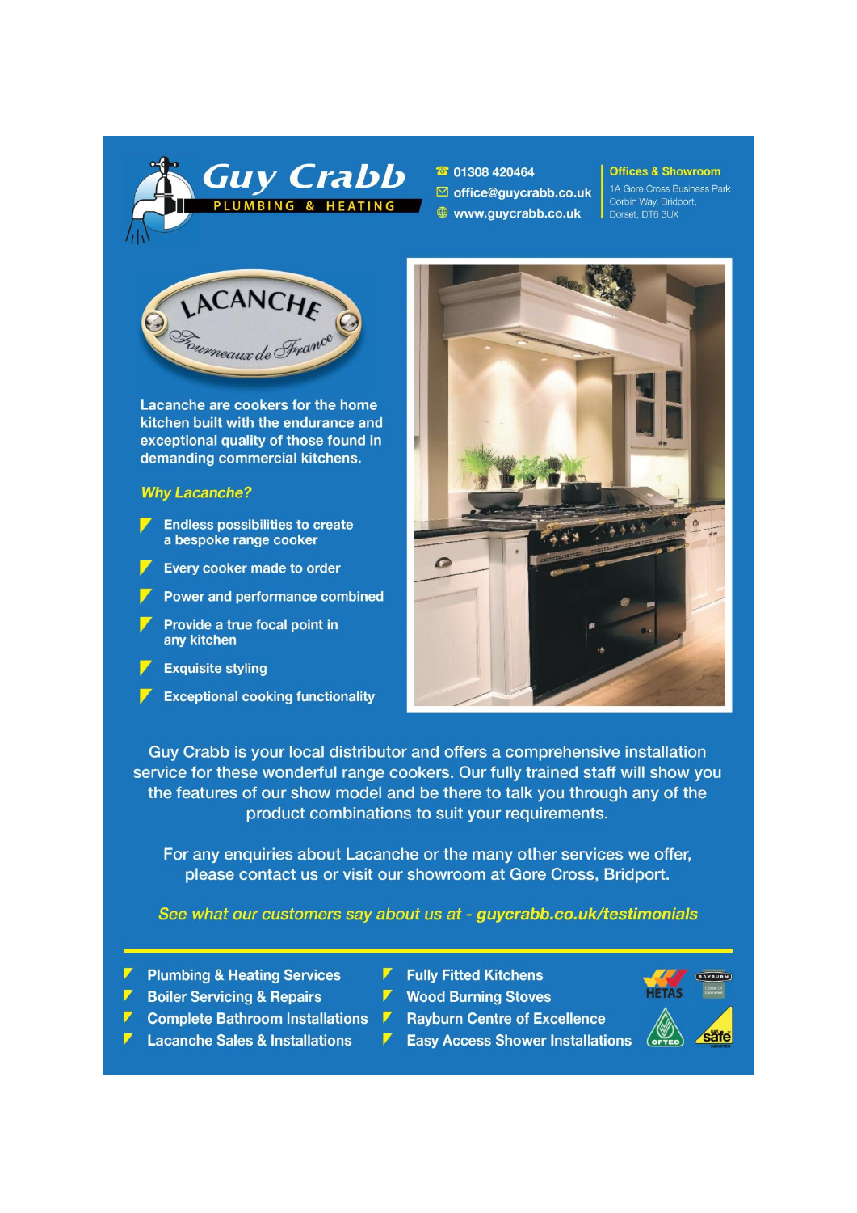# Guy Crabb

**PLUMBING & HEATING**

☎ 01308 420464
✉ office@guycrabb.co.uk
www.guycrabb.co.uk

**Offices & Showroom**
1A Gore Cross Business Park
Corbin Way, Bridport,
Dorset, DT6 3UX

## LACANCHE
*Fourneaux de France*

**Lacanche are cookers for the home kitchen built with the endurance and exceptional quality of those found in demanding commercial kitchens.**

### *Why Lacanche?*

- **Endless possibilities to create a bespoke range cooker**
- **Every cooker made to order**
- **Power and performance combined**
- **Provide a true focal point in any kitchen**
- **Exquisite styling**
- **Exceptional cooking functionality**

Guy Crabb is your local distributor and offers a comprehensive installation service for these wonderful range cookers. Our fully trained staff will show you the features of our show model and be there to talk you through any of the product combinations to suit your requirements.

For any enquiries about Lacanche or the many other services we offer, please contact us or visit our showroom at Gore Cross, Bridport.

*See what our customers say about us at - **guycrabb.co.uk/testimonials***

---

- **Plumbing & Heating Services**
- **Boiler Servicing & Repairs**
- **Complete Bathroom Installations**
- **Lacanche Sales & Installations**
- **Fully Fitted Kitchens**
- **Wood Burning Stoves**
- **Rayburn Centre of Excellence**
- **Easy Access Shower Installations**

HETAS · RAYBURN Centre of Excellence · OFTEC · Gas Safe Register